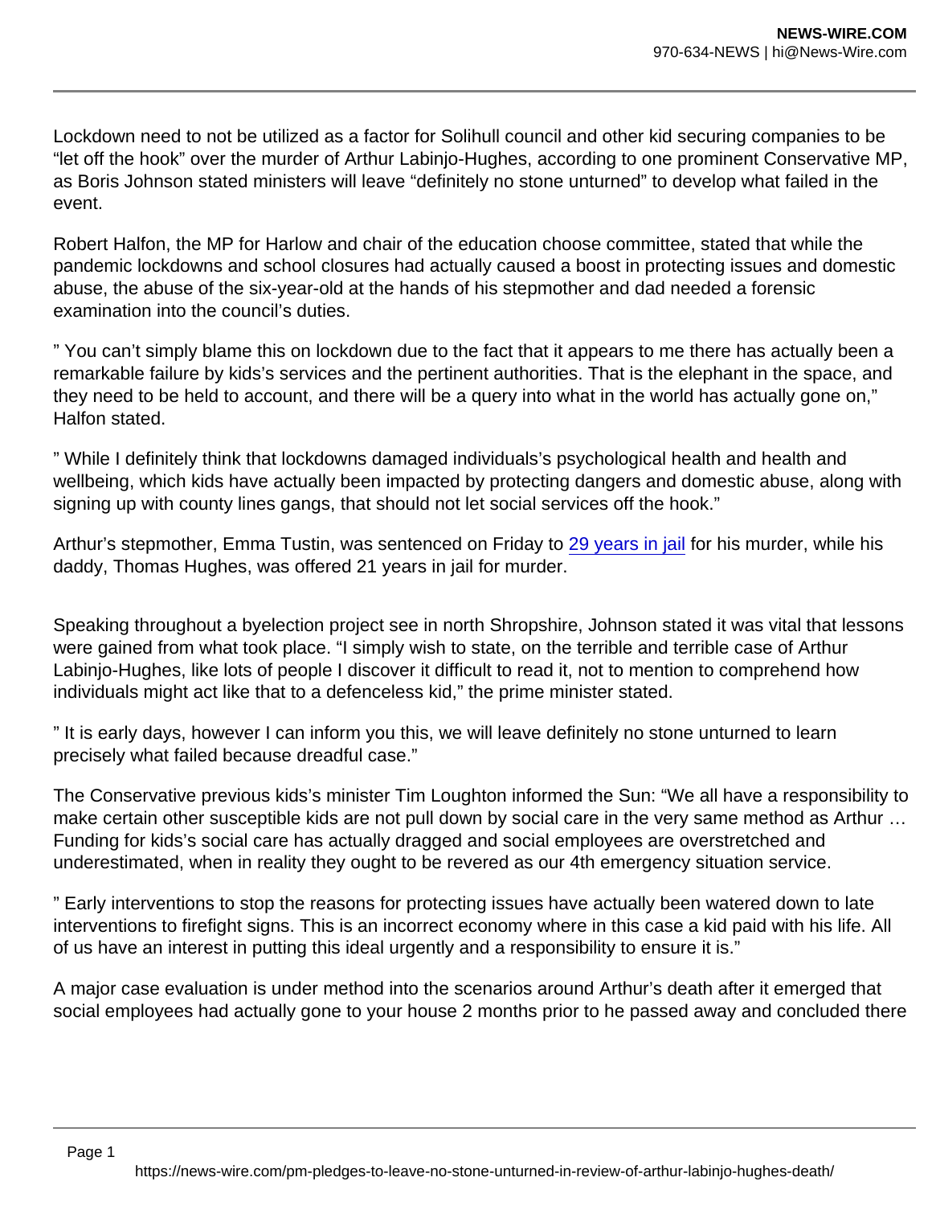Lockdown need to not be utilized as a factor for Solihull council and other kid securing companies to be "let off the hook" over the murder of Arthur Labinjo-Hughes, according to one prominent Conservative MP, as Boris Johnson stated ministers will leave "definitely no stone unturned" to develop what failed in the event.

Robert Halfon, the MP for Harlow and chair of the education choose committee, stated that while the pandemic lockdowns and school closures had actually caused a boost in protecting issues and domestic abuse, the abuse of the six-year-old at the hands of his stepmother and dad needed a forensic examination into the council's duties.

" You can't simply blame this on lockdown due to the fact that it appears to me there has actually been a remarkable failure by kids's services and the pertinent authorities. That is the elephant in the space, and they need to be held to account, and there will be a query into what in the world has actually gone on," Halfon stated.

" While I definitely think that lockdowns damaged individuals's psychological health and health and wellbeing, which kids have actually been impacted by protecting dangers and domestic abuse, along with signing up with county lines gangs, that should not let social services off the hook."

Arthur's stepmother, Emma Tustin, was sentenced on Friday to [29 years in jail] for his murder, while his daddy, Thomas Hughes, was offered 21 years in jail for murder.

Speaking throughout a byelection project see in north Shropshire, Johnson stated it was vital that lessons were gained from what took place. "I simply wish to state, on the terrible and terrible case of Arthur Labinjo-Hughes, like lots of people I discover it difficult to read it, not to mention to comprehend how individuals might act like that to a defenceless kid," the prime minister stated.

" It is early days, however I can inform you this, we will leave definitely no stone unturned to learn precisely what failed because dreadful case."

The Conservative previous kids's minister Tim Loughton informed the Sun: "We all have a responsibility to make certain other susceptible kids are not pull down by social care in the very same method as Arthur … Funding for kids's social care has actually dragged and social employees are overstretched and underestimated, when in reality they ought to be revered as our 4th emergency situation service.

" Early interventions to stop the reasons for protecting issues have actually been watered down to late interventions to firefight signs. This is an incorrect economy where in this case a kid paid with his life. All of us have an interest in putting this ideal urgently and a responsibility to ensure it is."

A major case evaluation is under method into the scenarios around Arthur's death after it emerged that social employees had actually gone to your house 2 months prior to he passed away and concluded there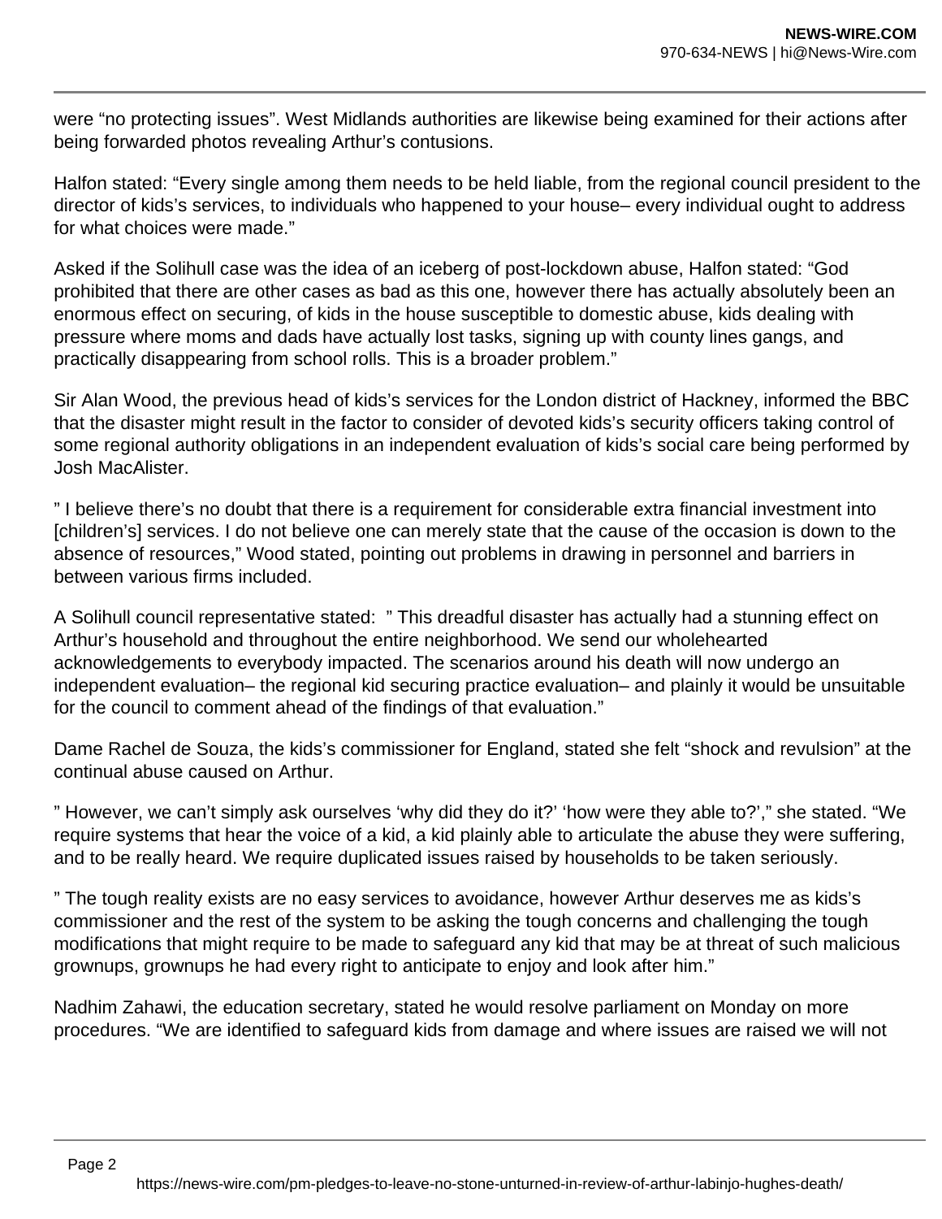were “no protecting issues”. West Midlands authorities are likewise being examined for their actions after being forwarded photos revealing Arthur’s contusions.

Halfon stated: “Every single among them needs to be held liable, from the regional council president to the director of kids’s services, to individuals who happened to your house– every individual ought to address for what choices were made.”

Asked if the Solihull case was the idea of an iceberg of post-lockdown abuse, Halfon stated: “God prohibited that there are other cases as bad as this one, however there has actually absolutely been an enormous effect on securing, of kids in the house susceptible to domestic abuse, kids dealing with pressure where moms and dads have actually lost tasks, signing up with county lines gangs, and practically disappearing from school rolls. This is a broader problem.”

Sir Alan Wood, the previous head of kids’s services for the London district of Hackney, informed the BBC that the disaster might result in the factor to consider of devoted kids’s security officers taking control of some regional authority obligations in an independent evaluation of kids’s social care being performed by Josh MacAlister.

” I believe there’s no doubt that there is a requirement for considerable extra financial investment into [children’s] services. I do not believe one can merely state that the cause of the occasion is down to the absence of resources,” Wood stated, pointing out problems in drawing in personnel and barriers in between various firms included.

A Solihull council representative stated: ” This dreadful disaster has actually had a stunning effect on Arthur’s household and throughout the entire neighborhood. We send our wholehearted acknowledgements to everybody impacted. The scenarios around his death will now undergo an independent evaluation– the regional kid securing practice evaluation– and plainly it would be unsuitable for the council to comment ahead of the findings of that evaluation.”

Dame Rachel de Souza, the kids’s commissioner for England, stated she felt “shock and revulsion” at the continual abuse caused on Arthur.

” However, we can’t simply ask ourselves ‘why did they do it?’ ‘how were they able to?’,” she stated. “We require systems that hear the voice of a kid, a kid plainly able to articulate the abuse they were suffering, and to be really heard. We require duplicated issues raised by households to be taken seriously.

” The tough reality exists are no easy services to avoidance, however Arthur deserves me as kids’s commissioner and the rest of the system to be asking the tough concerns and challenging the tough modifications that might require to be made to safeguard any kid that may be at threat of such malicious grownups, grownups he had every right to anticipate to enjoy and look after him.”

Nadhim Zahawi, the education secretary, stated he would resolve parliament on Monday on more procedures. “We are identified to safeguard kids from damage and where issues are raised we will not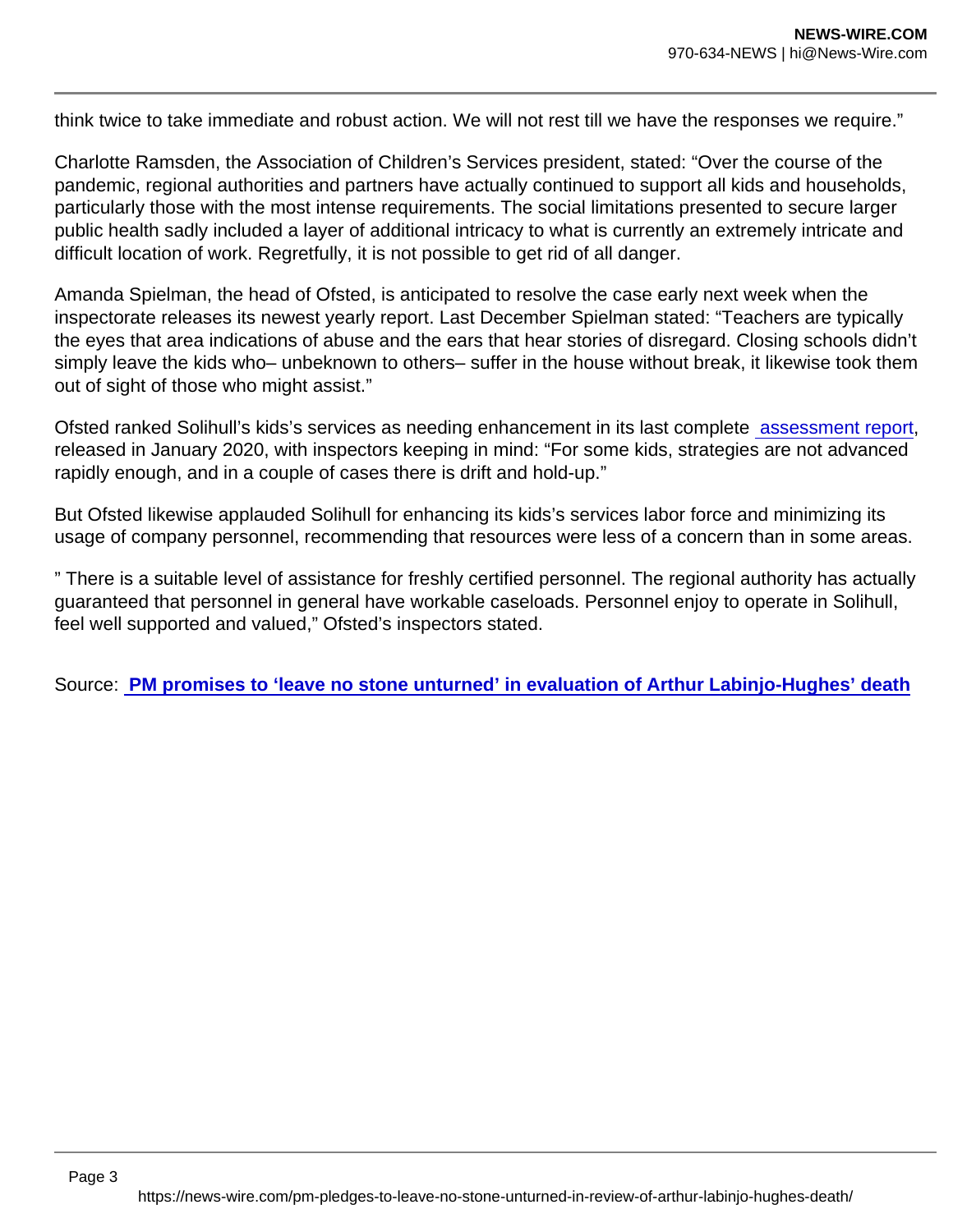think twice to take immediate and robust action. We will not rest till we have the responses we require."

Charlotte Ramsden, the Association of Children's Services president, stated: "Over the course of the pandemic, regional authorities and partners have actually continued to support all kids and households, particularly those with the most intense requirements. The social limitations presented to secure larger public health sadly included a layer of additional intricacy to what is currently an extremely intricate and difficult location of work. Regretfully, it is not possible to get rid of all danger.

Amanda Spielman, the head of Ofsted, is anticipated to resolve the case early next week when the inspectorate releases its newest yearly report. Last December Spielman stated: "Teachers are typically the eyes that area indications of abuse and the ears that hear stories of disregard. Closing schools didn't simply leave the kids who– unbeknown to others– suffer in the house without break, it likewise took them out of sight of those who might assist."

Ofsted ranked Solihull's kids's services as needing enhancement in its last complete assessment report, released in January 2020, with inspectors keeping in mind: "For some kids, strategies are not advanced rapidly enough, and in a couple of cases there is drift and hold-up."

But Ofsted likewise applauded Solihull for enhancing its kids's services labor force and minimizing its usage of company personnel, recommending that resources were less of a concern than in some areas.

" There is a suitable level of assistance for freshly certified personnel. The regional authority has actually guaranteed that personnel in general have workable caseloads. Personnel enjoy to operate in Solihull, feel well supported and valued," Ofsted's inspectors stated.

Source: **PM promises to 'leave no stone unturned' in evaluation of Arthur Labinjo-Hughes' death**